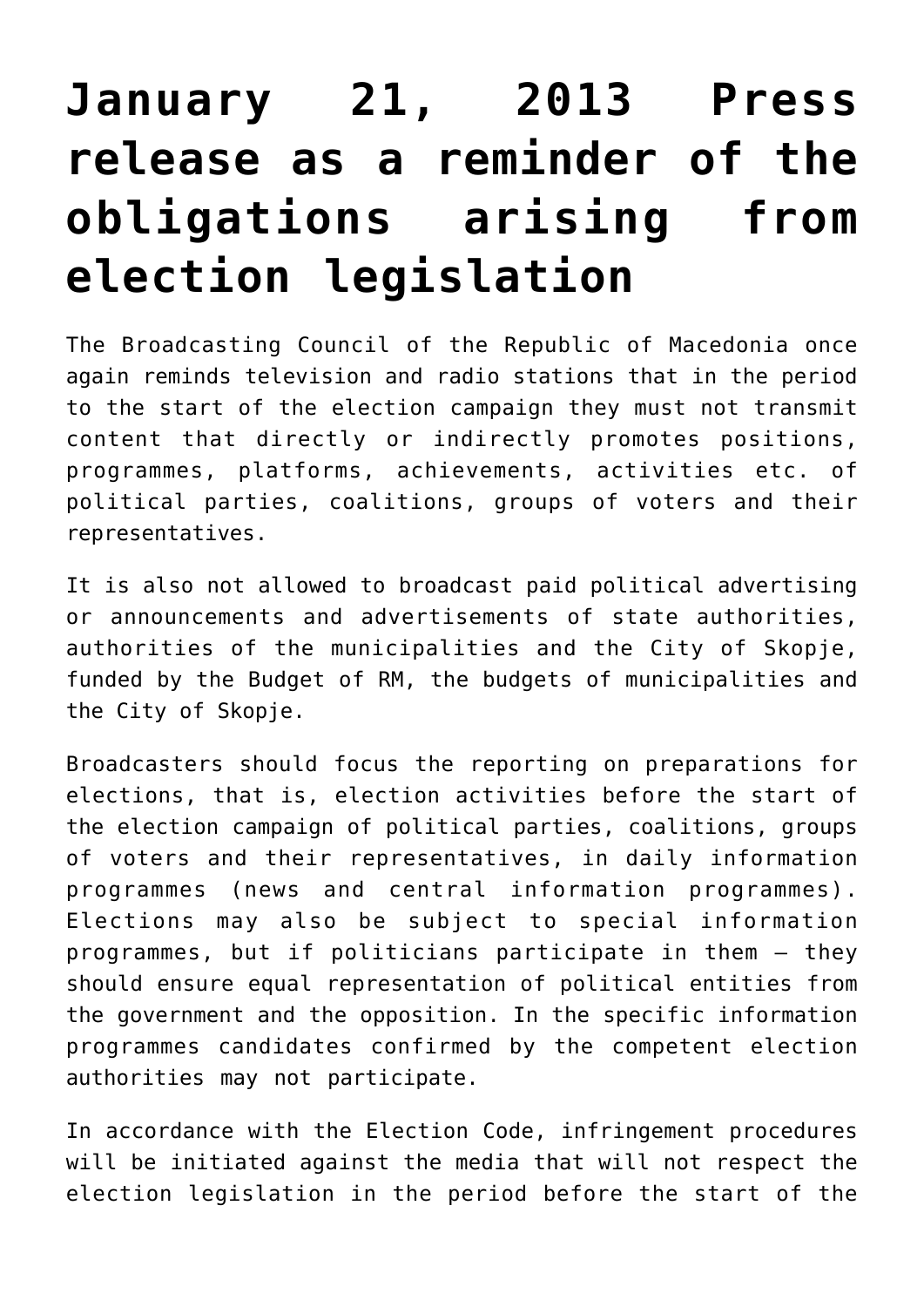# January 21, 2013 Press release as a reminder of the obligations arising from election legislation

The Broadcasting Council of the Republic of Macedonia once again reminds television and radio stations that in the period to the start of the election campaign they must not transmit content that directly or indirectly promotes positions, programmes, platforms, achievements, activities etc. of political parties, coalitions, groups of voters and their representatives.

It is also not allowed to broadcast paid political advertising or announcements and advertisements of state authorities, authorities of the municipalities and the City of Skopje, funded by the Budget of RM, the budgets of municipalities and the City of Skopje.

Broadcasters should focus the reporting on preparations for elections, that is, election activities before the start of the election campaign of political parties, coalitions, groups of voters and their representatives, in daily information programmes (news and central information programmes). Elections may also be subject to special information programmes, but if politicians participate in them – they should ensure equal representation of political entities from the government and the opposition. In the specific information programmes candidates confirmed by the competent election authorities may not participate.

In accordance with the Election Code, infringement procedures will be initiated against the media that will not respect the election legislation in the period before the start of the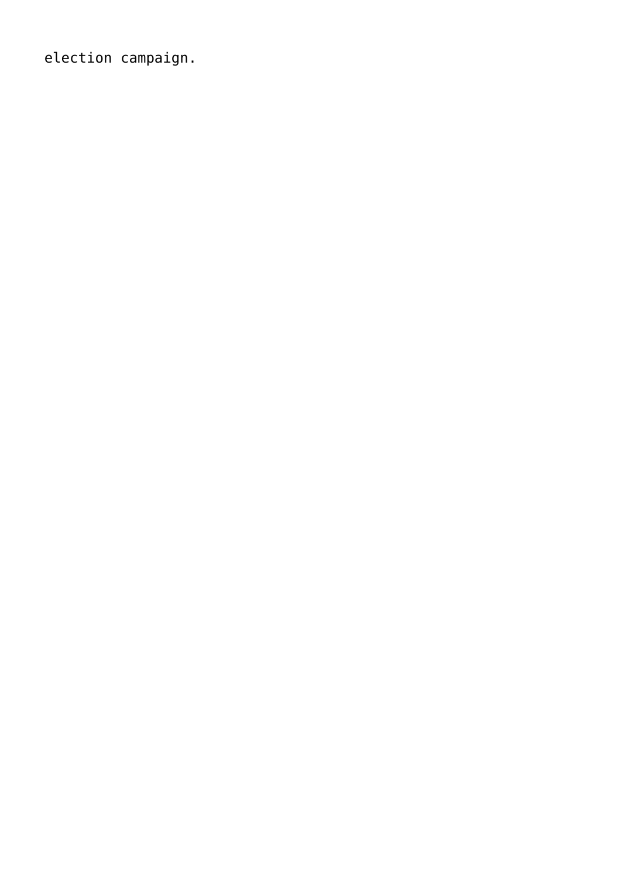election campaign.